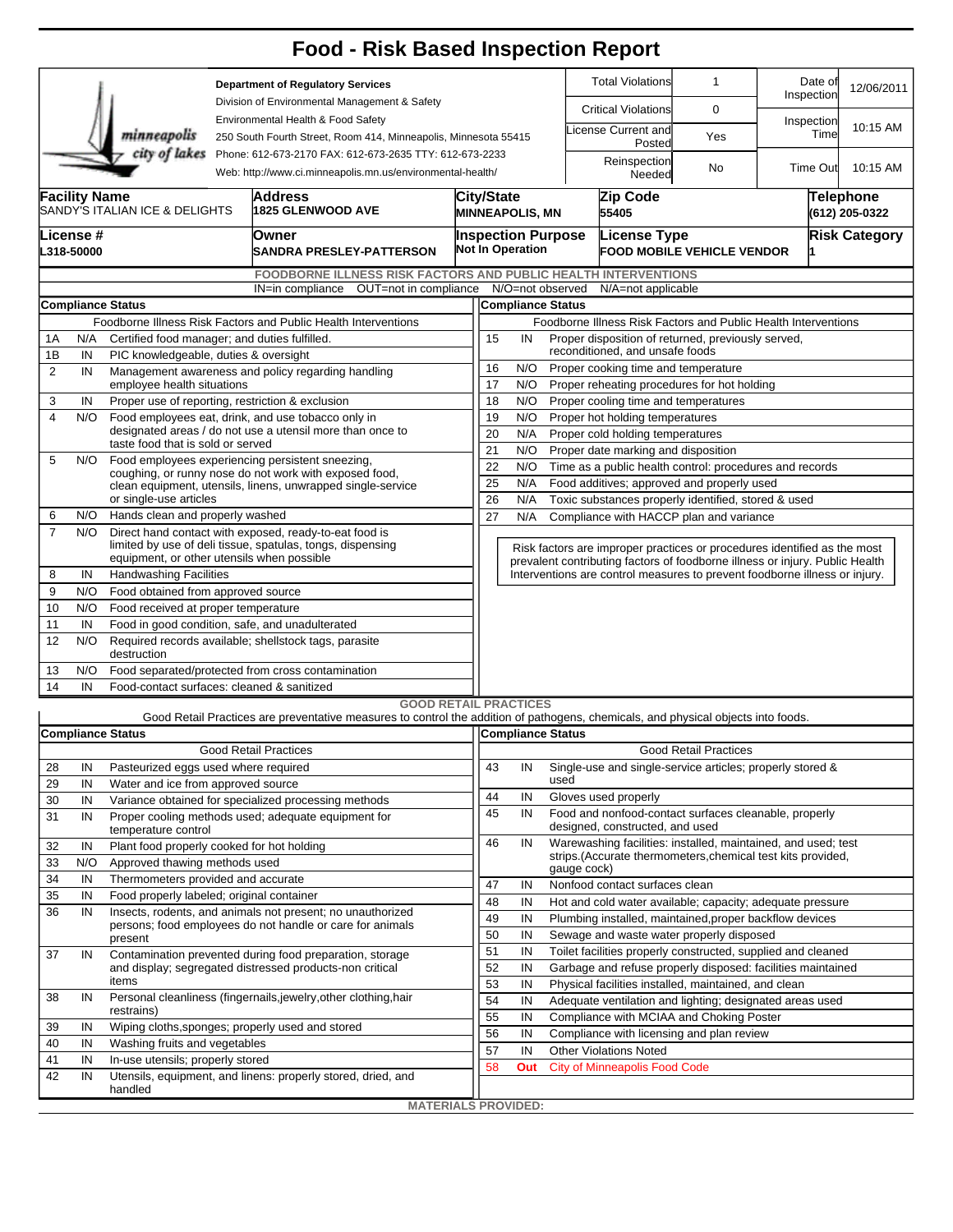# Food - Risk Based Inspection Report

**Department of Regulatory Services**
Division of Environmental Management & Safety
Environmental Health & Food Safety
250 South Fourth Street, Room 414, Minneapolis, Minnesota 55415
Phone: 612-673-2170 FAX: 612-673-2635 TTY: 612-673-2233
Web: http://www.ci.minneapolis.mn.us/environmental-health/

| | | | |
|---|---|---|---|
| Total Violations | 1 | Date of Inspection | 12/06/2011 |
| Critical Violations | 0 | Inspection Time | 10:15 AM |
| License Current and Posted | Yes | | |
| Reinspection Needed | No | Time Out | 10:15 AM |

| Facility Name | Address | City/State | Zip Code | Telephone |
|---|---|---|---|---|
| SANDY'S ITALIAN ICE & DELIGHTS | 1825 GLENWOOD AVE | MINNEAPOLIS, MN | 55405 | (612) 205-0322 |

| License # | Owner | Inspection Purpose | License Type | Risk Category |
|---|---|---|---|---|
| L318-50000 | SANDRA PRESLEY-PATTERSON | Not In Operation | FOOD MOBILE VEHICLE VENDOR | 1 |

## FOODBORNE ILLNESS RISK FACTORS AND PUBLIC HEALTH INTERVENTIONS

IN=in compliance OUT=not in compliance N/O=not observed N/A=not applicable

**Compliance Status**

| # | Status | Foodborne Illness Risk Factors and Public Health Interventions |
|---|---|---|
| 1A | N/A | Certified food manager; and duties fulfilled. |
| 1B | IN | PIC knowledgeable, duties & oversight |
| 2 | IN | Management awareness and policy regarding handling employee health situations |
| 3 | IN | Proper use of reporting, restriction & exclusion |
| 4 | N/O | Food employees eat, drink, and use tobacco only in designated areas / do not use a utensil more than once to taste food that is sold or served |
| 5 | N/O | Food employees experiencing persistent sneezing, coughing, or runny nose do not work with exposed food, clean equipment, utensils, linens, unwrapped single-service or single-use articles |
| 6 | N/O | Hands clean and properly washed |
| 7 | N/O | Direct hand contact with exposed, ready-to-eat food is limited by use of deli tissue, spatulas, tongs, dispensing equipment, or other utensils when possible |
| 8 | IN | Handwashing Facilities |
| 9 | N/O | Food obtained from approved source |
| 10 | N/O | Food received at proper temperature |
| 11 | IN | Food in good condition, safe, and unadulterated |
| 12 | N/O | Required records available; shellstock tags, parasite destruction |
| 13 | N/O | Food separated/protected from cross contamination |
| 14 | IN | Food-contact surfaces: cleaned & sanitized |
| 15 | IN | Proper disposition of returned, previously served, reconditioned, and unsafe foods |
| 16 | N/O | Proper cooking time and temperature |
| 17 | N/O | Proper reheating procedures for hot holding |
| 18 | N/O | Proper cooling time and temperatures |
| 19 | N/O | Proper hot holding temperatures |
| 20 | N/A | Proper cold holding temperatures |
| 21 | N/O | Proper date marking and disposition |
| 22 | N/O | Time as a public health control: procedures and records |
| 25 | N/A | Food additives; approved and properly used |
| 26 | N/A | Toxic substances properly identified, stored & used |
| 27 | N/A | Compliance with HACCP plan and variance |

Risk factors are improper practices or procedures identified as the most prevalent contributing factors of foodborne illness or injury. Public Health Interventions are control measures to prevent foodborne illness or injury.

## GOOD RETAIL PRACTICES

Good Retail Practices are preventative measures to control the addition of pathogens, chemicals, and physical objects into foods.

**Compliance Status**

| # | Status | Good Retail Practices |
|---|---|---|
| 28 | IN | Pasteurized eggs used where required |
| 29 | IN | Water and ice from approved source |
| 30 | IN | Variance obtained for specialized processing methods |
| 31 | IN | Proper cooling methods used; adequate equipment for temperature control |
| 32 | IN | Plant food properly cooked for hot holding |
| 33 | N/O | Approved thawing methods used |
| 34 | IN | Thermometers provided and accurate |
| 35 | IN | Food properly labeled; original container |
| 36 | IN | Insects, rodents, and animals not present; no unauthorized persons; food employees do not handle or care for animals present |
| 37 | IN | Contamination prevented during food preparation, storage and display; segregated distressed products-non critical items |
| 38 | IN | Personal cleanliness (fingernails,jewelry,other clothing,hair restrains) |
| 39 | IN | Wiping cloths,sponges; properly used and stored |
| 40 | IN | Washing fruits and vegetables |
| 41 | IN | In-use utensils; properly stored |
| 42 | IN | Utensils, equipment, and linens: properly stored, dried, and handled |
| 43 | IN | Single-use and single-service articles; properly stored & used |
| 44 | IN | Gloves used properly |
| 45 | IN | Food and nonfood-contact surfaces cleanable, properly designed, constructed, and used |
| 46 | IN | Warewashing facilities: installed, maintained, and used; test strips.(Accurate thermometers,chemical test kits provided, gauge cock) |
| 47 | IN | Nonfood contact surfaces clean |
| 48 | IN | Hot and cold water available; capacity; adequate pressure |
| 49 | IN | Plumbing installed, maintained,proper backflow devices |
| 50 | IN | Sewage and waste water properly disposed |
| 51 | IN | Toilet facilities properly constructed, supplied and cleaned |
| 52 | IN | Garbage and refuse properly disposed: facilities maintained |
| 53 | IN | Physical facilities installed, maintained, and clean |
| 54 | IN | Adequate ventilation and lighting; designated areas used |
| 55 | IN | Compliance with MCIAA and Choking Poster |
| 56 | IN | Compliance with licensing and plan review |
| 57 | IN | Other Violations Noted |
| 58 | **Out** | City of Minneapolis Food Code |

**MATERIALS PROVIDED:**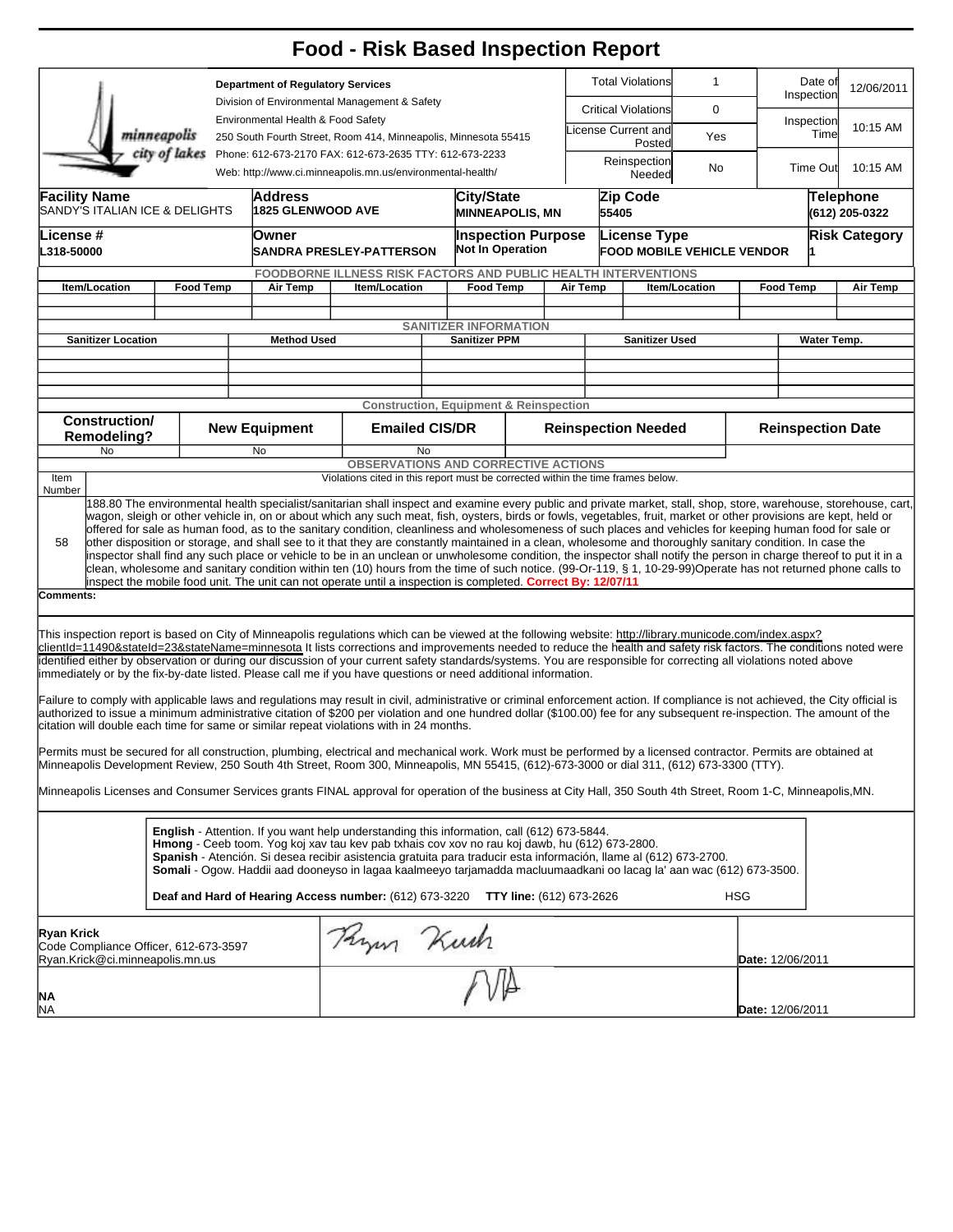# Food - Risk Based Inspection Report

| | | | | | |
|---|---|---|---|---|---|
| minneapolis city of lakes | **Department of Regulatory Services**<br>Division of Environmental Management & Safety<br>Environmental Health & Food Safety<br>250 South Fourth Street, Room 414, Minneapolis, Minnesota 55415<br>Phone: 612-673-2170 FAX: 612-673-2635 TTY: 612-673-2233<br>Web: http://www.ci.minneapolis.mn.us/environmental-health/ | Total Violations | 1 | Date of Inspection | 12/06/2011 |
| | | Critical Violations | 0 | | |
| | | License Current and Posted | Yes | Inspection Time | 10:15 AM |
| | | Reinspection Needed | No | Time Out | 10:15 AM |

| Facility Name | Address | City/State | Zip Code | Telephone |
|---|---|---|---|---|
| SANDY'S ITALIAN ICE & DELIGHTS | 1825 GLENWOOD AVE | MINNEAPOLIS, MN | 55405 | (612) 205-0322 |
| **License #** | **Owner** | **Inspection Purpose** | **License Type** | **Risk Category** |
| L318-50000 | SANDRA PRESLEY-PATTERSON | Not In Operation | FOOD MOBILE VEHICLE VENDOR | 1 |

**FOODBORNE ILLNESS RISK FACTORS AND PUBLIC HEALTH INTERVENTIONS**

| Item/Location | Food Temp | Air Temp | Item/Location | Food Temp | Air Temp | Item/Location | Food Temp | Air Temp |
|---|---|---|---|---|---|---|---|---|
| | | | | | | | | |

**SANITIZER INFORMATION**

| Sanitizer Location | Method Used | Sanitizer PPM | Sanitizer Used | Water Temp. |
|---|---|---|---|---|
| | | | | |

**Construction, Equipment & Reinspection**

| Construction/ Remodeling? | New Equipment | Emailed CIS/DR | Reinspection Needed | Reinspection Date |
|---|---|---|---|---|
| No | No | No | | |

**OBSERVATIONS AND CORRECTIVE ACTIONS**

| Item Number | Violations cited in this report must be corrected within the time frames below. |
|---|---|
| 58 | 188.80 The environmental health specialist/sanitarian shall inspect and examine every public and private market, stall, shop, store, warehouse, storehouse, cart, wagon, sleigh or other vehicle in, on or about which any such meat, fish, oysters, birds or fowls, vegetables, fruit, market or other provisions are kept, held or offered for sale as human food, as to the sanitary condition, cleanliness and wholesomeness of such places and vehicles for keeping human food for sale or other disposition or storage, and shall see to it that they are constantly maintained in a clean, wholesome and thoroughly sanitary condition. In case the inspector shall find any such place or vehicle to be in an unclean or unwholesome condition, the inspector shall notify the person in charge thereof to put it in a clean, wholesome and sanitary condition within ten (10) hours from the time of such notice. (99-Or-119, § 1, 10-29-99)Operate has not returned phone calls to inspect the mobile food unit. The unit can not operate until a inspection is completed. **Correct By: 12/07/11** |

**Comments:**

This inspection report is based on City of Minneapolis regulations which can be viewed at the following website: http://library.municode.com/index.aspx?clientId=11490&stateId=23&stateName=minnesota It lists corrections and improvements needed to reduce the health and safety risk factors. The conditions noted were identified either by observation or during our discussion of your current safety standards/systems. You are responsible for correcting all violations noted above immediately or by the fix-by-date listed. Please call me if you have questions or need additional information.

Failure to comply with applicable laws and regulations may result in civil, administrative or criminal enforcement action. If compliance is not achieved, the City official is authorized to issue a minimum administrative citation of $200 per violation and one hundred dollar ($100.00) fee for any subsequent re-inspection. The amount of the citation will double each time for same or similar repeat violations with in 24 months.

Permits must be secured for all construction, plumbing, electrical and mechanical work. Work must be performed by a licensed contractor. Permits are obtained at Minneapolis Development Review, 250 South 4th Street, Room 300, Minneapolis, MN 55415, (612)-673-3000 or dial 311, (612) 673-3300 (TTY).

Minneapolis Licenses and Consumer Services grants FINAL approval for operation of the business at City Hall, 350 South 4th Street, Room 1-C, Minneapolis,MN.

**English** - Attention. If you want help understanding this information, call (612) 673-5844.
**Hmong** - Ceeb toom. Yog koj xav tau kev pab txhais cov xov no rau koj dawb, hu (612) 673-2800.
**Spanish** - Atención. Si desea recibir asistencia gratuita para traducir esta información, llame al (612) 673-2700.
**Somali** - Ogow. Haddii aad dooneyso in lagaa kaalmeeyo tarjamadda macluumaadkani oo lacag la' aan wac (612) 673-3500.

**Deaf and Hard of Hearing Access number:** (612) 673-3220 **TTY line:** (612) 673-2626 HSG

**Ryan Krick**
Code Compliance Officer, 612-673-3597
Ryan.Krick@ci.minneapolis.mn.us
Ryan Krick
**Date:** 12/06/2011

**NA**
NA
NA
**Date:** 12/06/2011